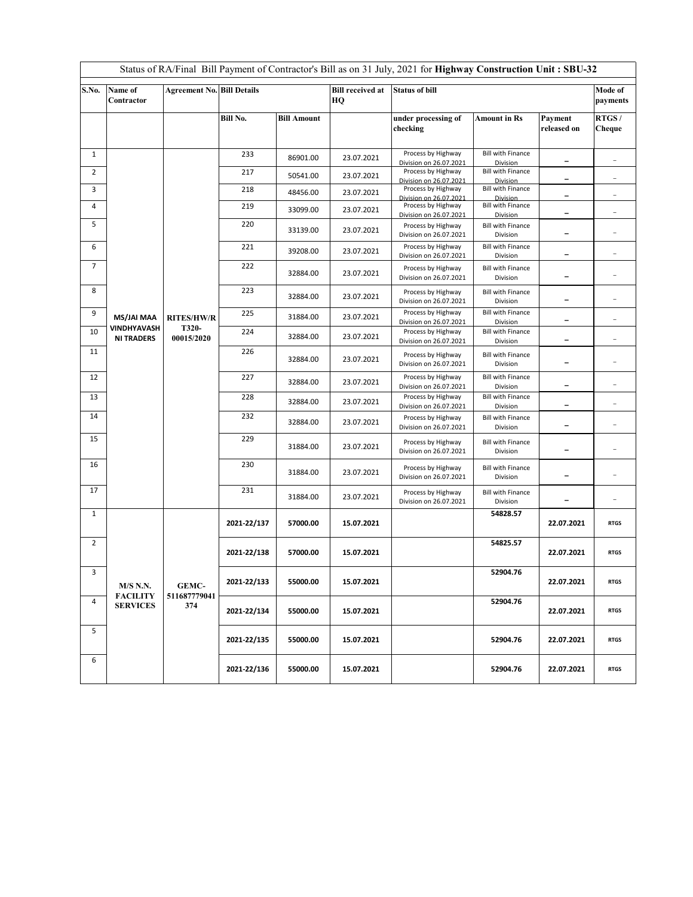Status of RA/Final Bill Payment of Contractor's Bill as on 31 July, 2021 for **Highway Construction Unit : SBU-32**

| S.No. | Name of Contractor | Agreement No. | Bill Details | | Bill received at HQ | Status of bill | | | Mode of payments |
|---|---|---|---|---|---|---|---|---|---|
| | | | Bill No. | Bill Amount | | under processing of checking | Amount in Rs | Payment released on | RTGS / Cheque |
| 1 | MS/JAI MAA VINDHYAVASHNI TRADERS | RITES/HW/RT320-00015/2020 | 233 | 86901.00 | 23.07.2021 | Process by Highway Division on 26.07.2021 | Bill with Finance Division | – | – |
| 2 | | | 217 | 50541.00 | 23.07.2021 | Process by Highway Division on 26.07.2021 | Bill with Finance Division | – | – |
| 3 | | | 218 | 48456.00 | 23.07.2021 | Process by Highway Division on 26.07.2021 | Bill with Finance Division | – | – |
| 4 | | | 219 | 33099.00 | 23.07.2021 | Process by Highway Division on 26.07.2021 | Bill with Finance Division | – | – |
| 5 | | | 220 | 33139.00 | 23.07.2021 | Process by Highway Division on 26.07.2021 | Bill with Finance Division | – | – |
| 6 | | | 221 | 39208.00 | 23.07.2021 | Process by Highway Division on 26.07.2021 | Bill with Finance Division | – | – |
| 7 | | | 222 | 32884.00 | 23.07.2021 | Process by Highway Division on 26.07.2021 | Bill with Finance Division | – | – |
| 8 | | | 223 | 32884.00 | 23.07.2021 | Process by Highway Division on 26.07.2021 | Bill with Finance Division | – | – |
| 9 | | | 225 | 31884.00 | 23.07.2021 | Process by Highway Division on 26.07.2021 | Bill with Finance Division | – | – |
| 10 | | | 224 | 32884.00 | 23.07.2021 | Process by Highway Division on 26.07.2021 | Bill with Finance Division | – | – |
| 11 | | | 226 | 32884.00 | 23.07.2021 | Process by Highway Division on 26.07.2021 | Bill with Finance Division | – | – |
| 12 | | | 227 | 32884.00 | 23.07.2021 | Process by Highway Division on 26.07.2021 | Bill with Finance Division | – | – |
| 13 | | | 228 | 32884.00 | 23.07.2021 | Process by Highway Division on 26.07.2021 | Bill with Finance Division | – | – |
| 14 | | | 232 | 32884.00 | 23.07.2021 | Process by Highway Division on 26.07.2021 | Bill with Finance Division | – | – |
| 15 | | | 229 | 31884.00 | 23.07.2021 | Process by Highway Division on 26.07.2021 | Bill with Finance Division | – | – |
| 16 | | | 230 | 31884.00 | 23.07.2021 | Process by Highway Division on 26.07.2021 | Bill with Finance Division | – | – |
| 17 | | | 231 | 31884.00 | 23.07.2021 | Process by Highway Division on 26.07.2021 | Bill with Finance Division | – | – |
| 1 | M/S N.N. FACILITY SERVICES | GEMC-511687779041374 | 2021-22/137 | 57000.00 | 15.07.2021 | | 54828.57 | 22.07.2021 | RTGS |
| 2 | | | 2021-22/138 | 57000.00 | 15.07.2021 | | 54825.57 | 22.07.2021 | RTGS |
| 3 | | | 2021-22/133 | 55000.00 | 15.07.2021 | | 52904.76 | 22.07.2021 | RTGS |
| 4 | | | 2021-22/134 | 55000.00 | 15.07.2021 | | 52904.76 | 22.07.2021 | RTGS |
| 5 | | | 2021-22/135 | 55000.00 | 15.07.2021 | | 52904.76 | 22.07.2021 | RTGS |
| 6 | | | 2021-22/136 | 55000.00 | 15.07.2021 | | 52904.76 | 22.07.2021 | RTGS |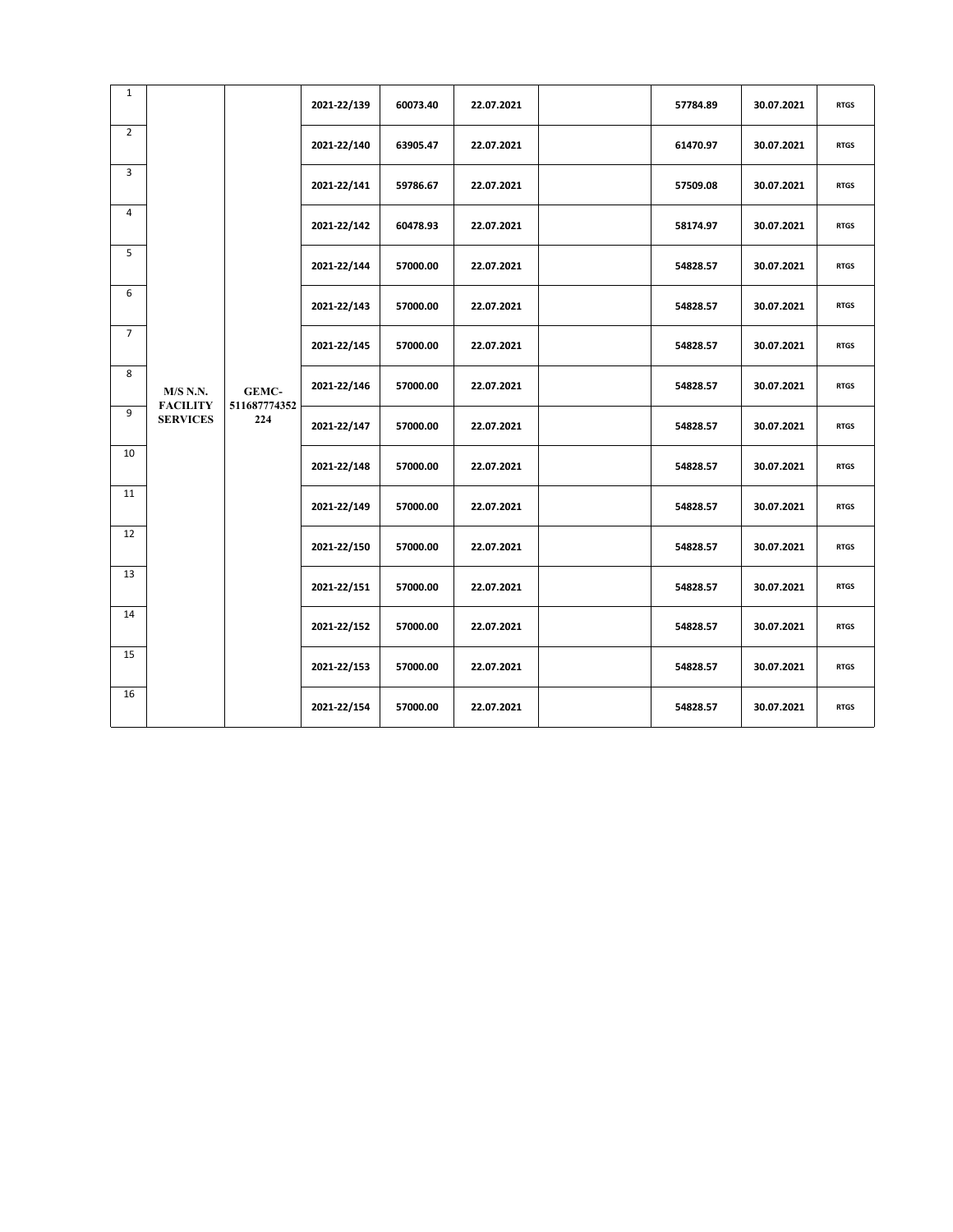| | | | | | | | | | |
|---|---|---|---|---|---|---|---|---|---|
| 1 | M/S N.N. FACILITY SERVICES | GEMC-511687774352224 | 2021-22/139 | 60073.40 | 22.07.2021 | | 57784.89 | 30.07.2021 | RTGS |
| 2 | | | 2021-22/140 | 63905.47 | 22.07.2021 | | 61470.97 | 30.07.2021 | RTGS |
| 3 | | | 2021-22/141 | 59786.67 | 22.07.2021 | | 57509.08 | 30.07.2021 | RTGS |
| 4 | | | 2021-22/142 | 60478.93 | 22.07.2021 | | 58174.97 | 30.07.2021 | RTGS |
| 5 | | | 2021-22/144 | 57000.00 | 22.07.2021 | | 54828.57 | 30.07.2021 | RTGS |
| 6 | | | 2021-22/143 | 57000.00 | 22.07.2021 | | 54828.57 | 30.07.2021 | RTGS |
| 7 | | | 2021-22/145 | 57000.00 | 22.07.2021 | | 54828.57 | 30.07.2021 | RTGS |
| 8 | | | 2021-22/146 | 57000.00 | 22.07.2021 | | 54828.57 | 30.07.2021 | RTGS |
| 9 | | | 2021-22/147 | 57000.00 | 22.07.2021 | | 54828.57 | 30.07.2021 | RTGS |
| 10 | | | 2021-22/148 | 57000.00 | 22.07.2021 | | 54828.57 | 30.07.2021 | RTGS |
| 11 | | | 2021-22/149 | 57000.00 | 22.07.2021 | | 54828.57 | 30.07.2021 | RTGS |
| 12 | | | 2021-22/150 | 57000.00 | 22.07.2021 | | 54828.57 | 30.07.2021 | RTGS |
| 13 | | | 2021-22/151 | 57000.00 | 22.07.2021 | | 54828.57 | 30.07.2021 | RTGS |
| 14 | | | 2021-22/152 | 57000.00 | 22.07.2021 | | 54828.57 | 30.07.2021 | RTGS |
| 15 | | | 2021-22/153 | 57000.00 | 22.07.2021 | | 54828.57 | 30.07.2021 | RTGS |
| 16 | | | 2021-22/154 | 57000.00 | 22.07.2021 | | 54828.57 | 30.07.2021 | RTGS |